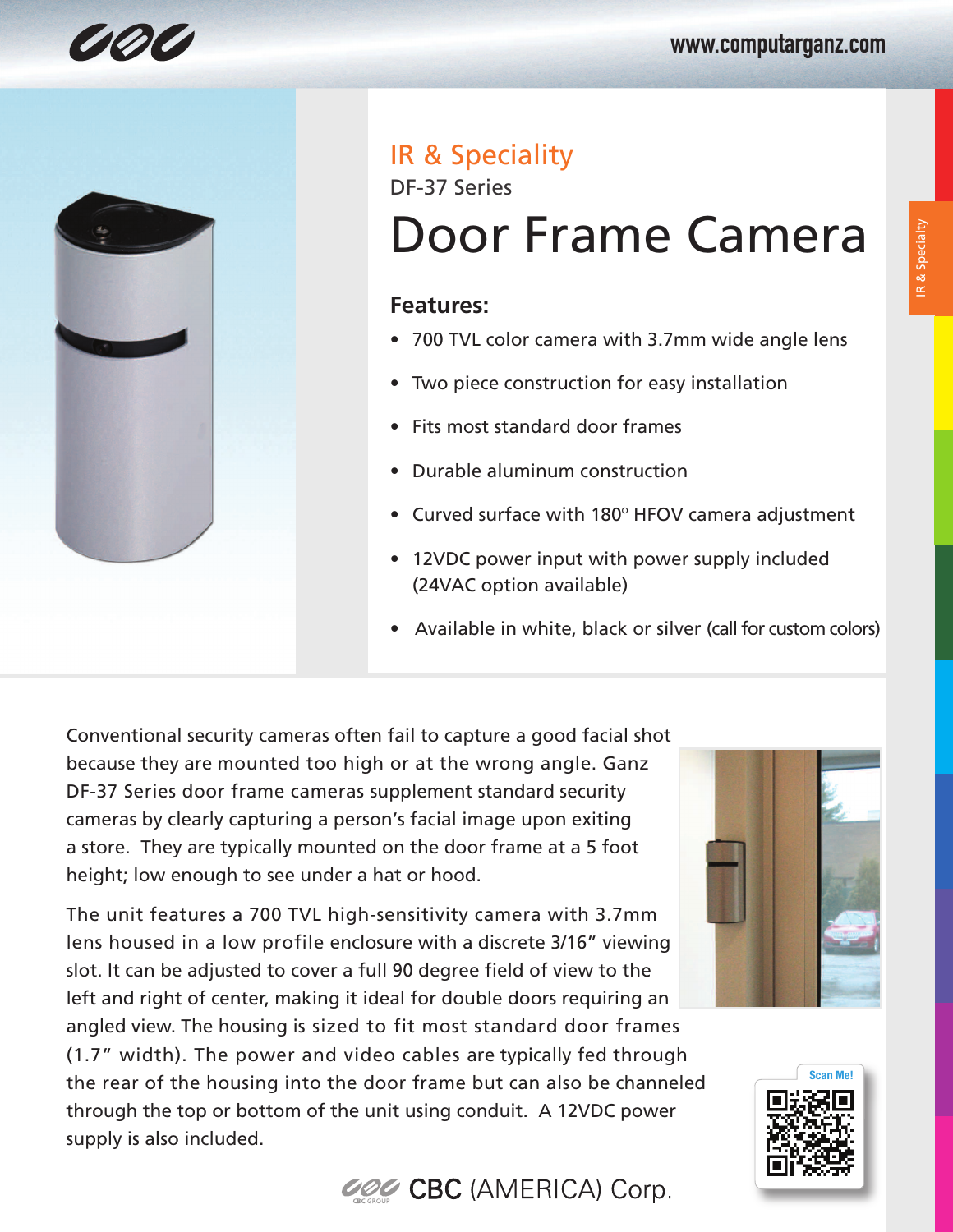IR & Speciality

DF-37 Series

# Door Frame Camera

### Features:

- 700 TVL color camera with 3.7mm wide angle lens
- Two piece construction for easy installation
- Fits most standard door frames
- Durable aluminum construction
- Curved surface with 180° HFOV camera adjustment
- 12VDC power input with power supply included (24VAC option available)
- Available in white, black or silver (call for custom colors)

Conventional security cameras often fail to capture a good facial shot because they are mounted too high or at the wrong angle. Ganz DF-37 Series door frame cameras supplement standard security cameras by clearly capturing a person's facial image upon exiting a store. They are typically mounted on the door frame at a 5 foot height; low enough to see under a hat or hood.

The unit features a 700 TVL high-sensitivity camera with 3.7mm lens housed in a low profile enclosure with a discrete 3/16" viewing slot. It can be adjusted to cover a full 90 degree field of view to the left and right of center, making it ideal for double doors requiring an angled view. The housing is sized to fit most standard door frames (1.7" width). The power and video cables are typically fed through the rear of the housing into the door frame but can also be channeled through the top or bottom of the unit using conduit. A 12VDC power supply is also included.

Scan Me!

CBC (AMERICA) Corp.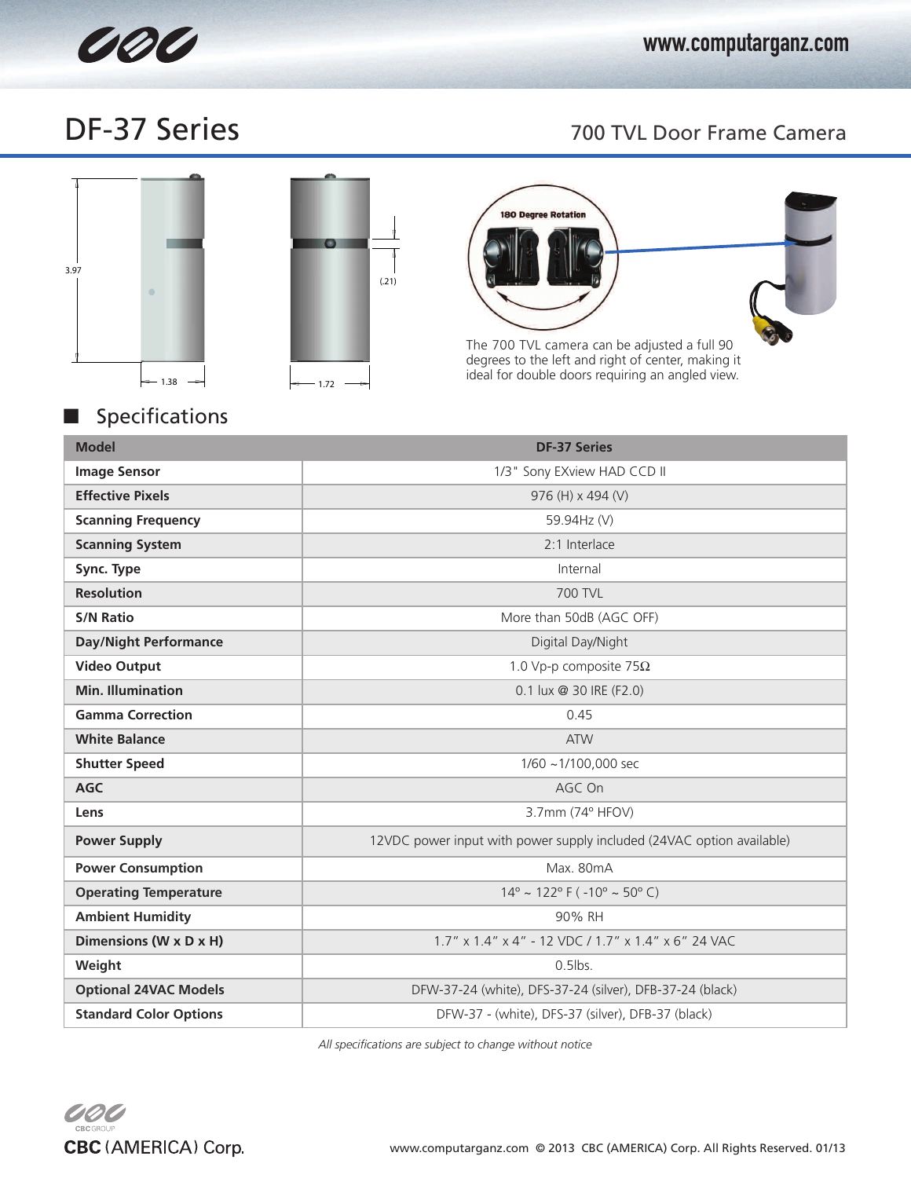# DF-37 Series

700 TVL Door Frame Camera

3.97

1.38

1.72

(.21)

180 Degree Rotation

The 700 TVL camera can be adjusted a full 90 degrees to the left and right of center, making it ideal for double doors requiring an angled view.

## Specifications

| Model | DF-37 Series |
|---|---|
| Image Sensor | 1/3" Sony EXview HAD CCD II |
| Effective Pixels | 976 (H) x 494 (V) |
| Scanning Frequency | 59.94Hz (V) |
| Scanning System | 2:1 Interlace |
| Sync. Type | Internal |
| Resolution | 700 TVL |
| S/N Ratio | More than 50dB (AGC OFF) |
| Day/Night Performance | Digital Day/Night |
| Video Output | 1.0 Vp-p composite 75Ω |
| Min. Illumination | 0.1 lux @ 30 IRE (F2.0) |
| Gamma Correction | 0.45 |
| White Balance | ATW |
| Shutter Speed | 1/60 ~1/100,000 sec |
| AGC | AGC On |
| Lens | 3.7mm (74° HFOV) |
| Power Supply | 12VDC power input with power supply included (24VAC option available) |
| Power Consumption | Max. 80mA |
| Operating Temperature | 14° ~ 122° F ( -10° ~ 50° C) |
| Ambient Humidity | 90% RH |
| Dimensions (W x D x H) | 1.7" x 1.4" x 4" - 12 VDC / 1.7" x 1.4" x 6" 24 VAC |
| Weight | 0.5lbs. |
| Optional 24VAC Models | DFW-37-24 (white), DFS-37-24 (silver), DFB-37-24 (black) |
| Standard Color Options | DFW-37 - (white), DFS-37 (silver), DFB-37 (black) |

*All specifications are subject to change without notice*

CBC (AMERICA) Corp.

www.computarganz.com © 2013 CBC (AMERICA) Corp. All Rights Reserved. 01/13